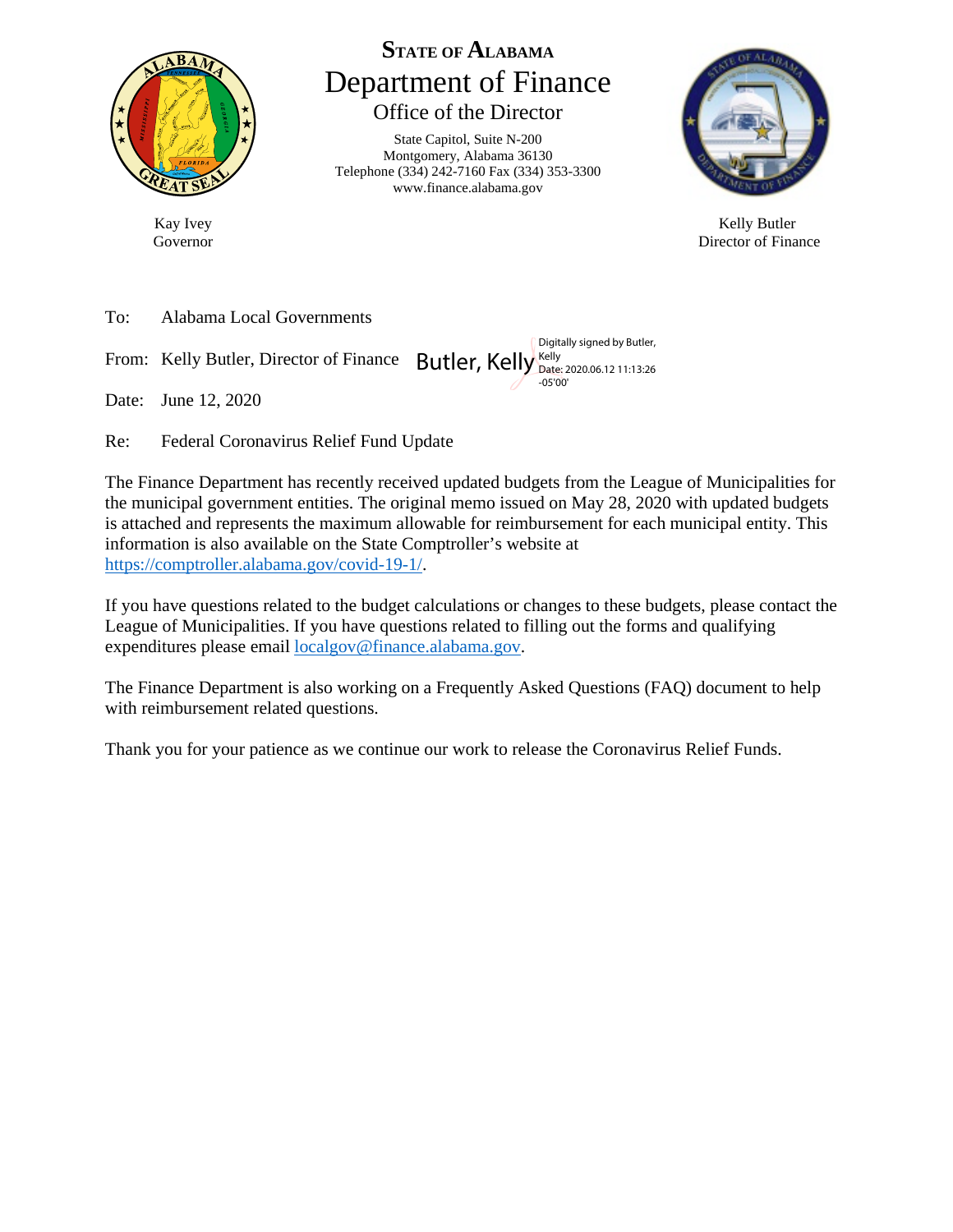# State of Alabama

## Department of Finance

### Office of the Director

State Capitol, Suite N-200
Montgomery, Alabama 36130
Telephone (334) 242-7160 Fax (334) 353-3300
www.finance.alabama.gov

Kay Ivey
Governor

Kelly Butler
Director of Finance

To: Alabama Local Governments

From: Kelly Butler, Director of Finance Butler, Kelly Digitally signed by Butler, Kelly Date: 2020.06.12 11:13:26 -05'00'

Date: June 12, 2020

Re: Federal Coronavirus Relief Fund Update

The Finance Department has recently received updated budgets from the League of Municipalities for the municipal government entities. The original memo issued on May 28, 2020 with updated budgets is attached and represents the maximum allowable for reimbursement for each municipal entity. This information is also available on the State Comptroller's website at https://comptroller.alabama.gov/covid-19-1/.

If you have questions related to the budget calculations or changes to these budgets, please contact the League of Municipalities. If you have questions related to filling out the forms and qualifying expenditures please email localgov@finance.alabama.gov.

The Finance Department is also working on a Frequently Asked Questions (FAQ) document to help with reimbursement related questions.

Thank you for your patience as we continue our work to release the Coronavirus Relief Funds.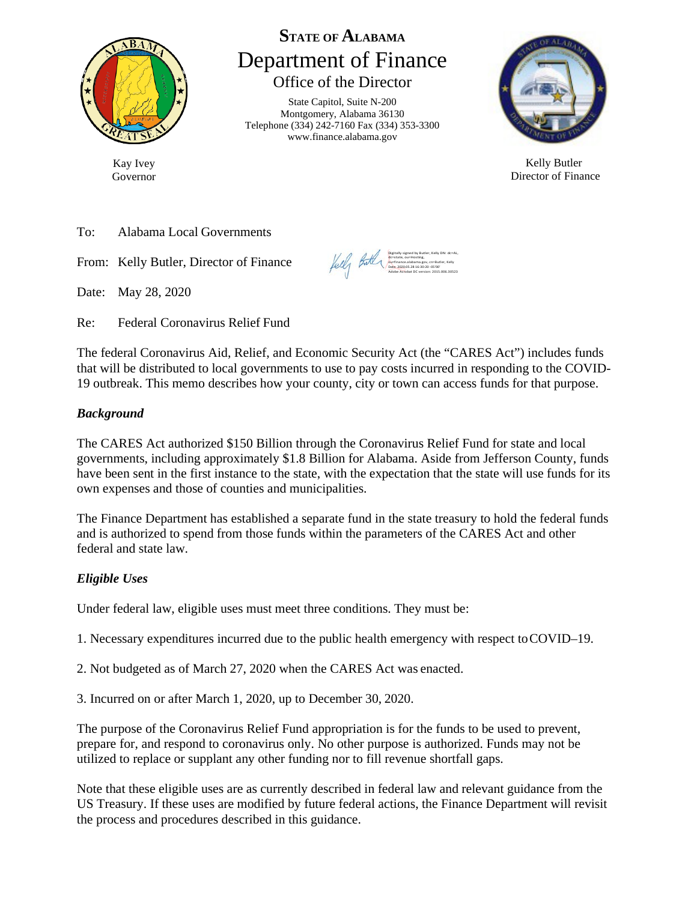**STATE OF ALABAMA**

# Department of Finance

Office of the Director

State Capitol, Suite N-200
Montgomery, Alabama 36130
Telephone (334) 242-7160 Fax (334) 353-3300
www.finance.alabama.gov

Kay Ivey
Governor

Kelly Butler
Director of Finance

To: Alabama Local Governments

From: Kelly Butler, Director of Finance

Date: May 28, 2020

Re: Federal Coronavirus Relief Fund

The federal Coronavirus Aid, Relief, and Economic Security Act (the "CARES Act") includes funds that will be distributed to local governments to use to pay costs incurred in responding to the COVID-19 outbreak. This memo describes how your county, city or town can access funds for that purpose.

***Background***

The CARES Act authorized $150 Billion through the Coronavirus Relief Fund for state and local governments, including approximately $1.8 Billion for Alabama. Aside from Jefferson County, funds have been sent in the first instance to the state, with the expectation that the state will use funds for its own expenses and those of counties and municipalities.

The Finance Department has established a separate fund in the state treasury to hold the federal funds and is authorized to spend from those funds within the parameters of the CARES Act and other federal and state law.

***Eligible Uses***

Under federal law, eligible uses must meet three conditions. They must be:

1. Necessary expenditures incurred due to the public health emergency with respect to COVID–19.

2. Not budgeted as of March 27, 2020 when the CARES Act was enacted.

3. Incurred on or after March 1, 2020, up to December 30, 2020.

The purpose of the Coronavirus Relief Fund appropriation is for the funds to be used to prevent, prepare for, and respond to coronavirus only. No other purpose is authorized. Funds may not be utilized to replace or supplant any other funding nor to fill revenue shortfall gaps.

Note that these eligible uses are as currently described in federal law and relevant guidance from the US Treasury. If these uses are modified by future federal actions, the Finance Department will revisit the process and procedures described in this guidance.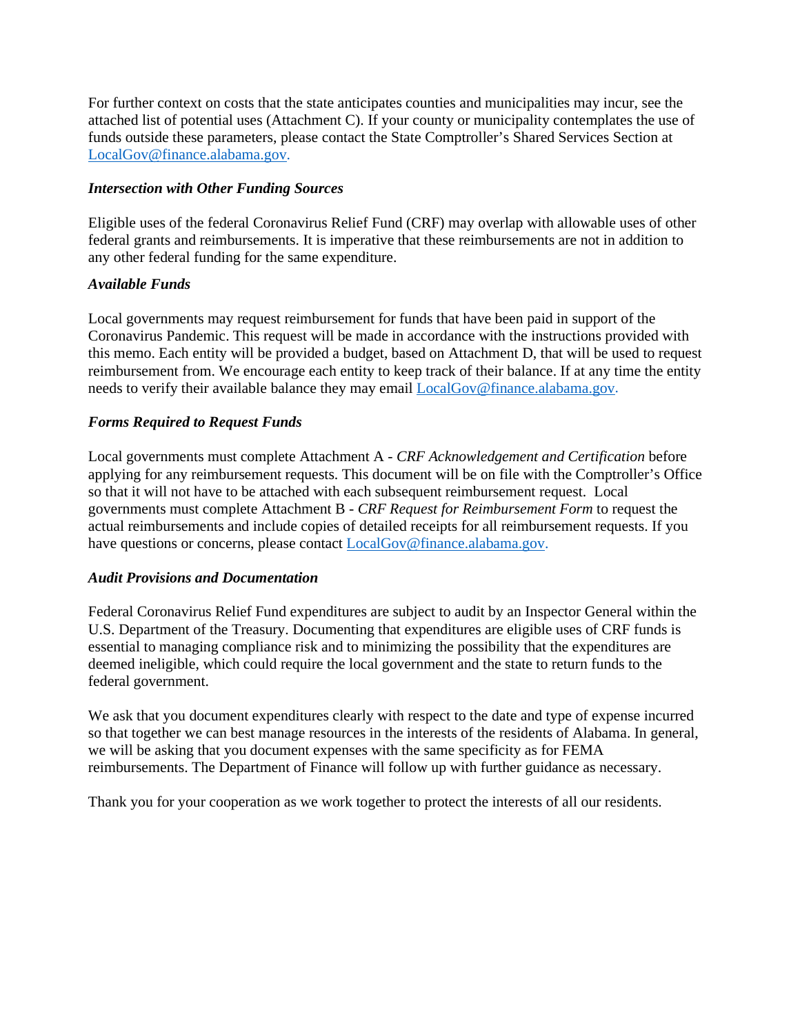For further context on costs that the state anticipates counties and municipalities may incur, see the attached list of potential uses (Attachment C). If your county or municipality contemplates the use of funds outside these parameters, please contact the State Comptroller's Shared Services Section at LocalGov@finance.alabama.gov.

***Intersection with Other Funding Sources***

Eligible uses of the federal Coronavirus Relief Fund (CRF) may overlap with allowable uses of other federal grants and reimbursements. It is imperative that these reimbursements are not in addition to any other federal funding for the same expenditure.

***Available Funds***

Local governments may request reimbursement for funds that have been paid in support of the Coronavirus Pandemic. This request will be made in accordance with the instructions provided with this memo. Each entity will be provided a budget, based on Attachment D, that will be used to request reimbursement from. We encourage each entity to keep track of their balance. If at any time the entity needs to verify their available balance they may email LocalGov@finance.alabama.gov.

***Forms Required to Request Funds***

Local governments must complete Attachment A - *CRF Acknowledgement and Certification* before applying for any reimbursement requests. This document will be on file with the Comptroller's Office so that it will not have to be attached with each subsequent reimbursement request. Local governments must complete Attachment B - *CRF Request for Reimbursement Form* to request the actual reimbursements and include copies of detailed receipts for all reimbursement requests. If you have questions or concerns, please contact LocalGov@finance.alabama.gov.

***Audit Provisions and Documentation***

Federal Coronavirus Relief Fund expenditures are subject to audit by an Inspector General within the U.S. Department of the Treasury. Documenting that expenditures are eligible uses of CRF funds is essential to managing compliance risk and to minimizing the possibility that the expenditures are deemed ineligible, which could require the local government and the state to return funds to the federal government.

We ask that you document expenditures clearly with respect to the date and type of expense incurred so that together we can best manage resources in the interests of the residents of Alabama. In general, we will be asking that you document expenses with the same specificity as for FEMA reimbursements. The Department of Finance will follow up with further guidance as necessary.

Thank you for your cooperation as we work together to protect the interests of all our residents.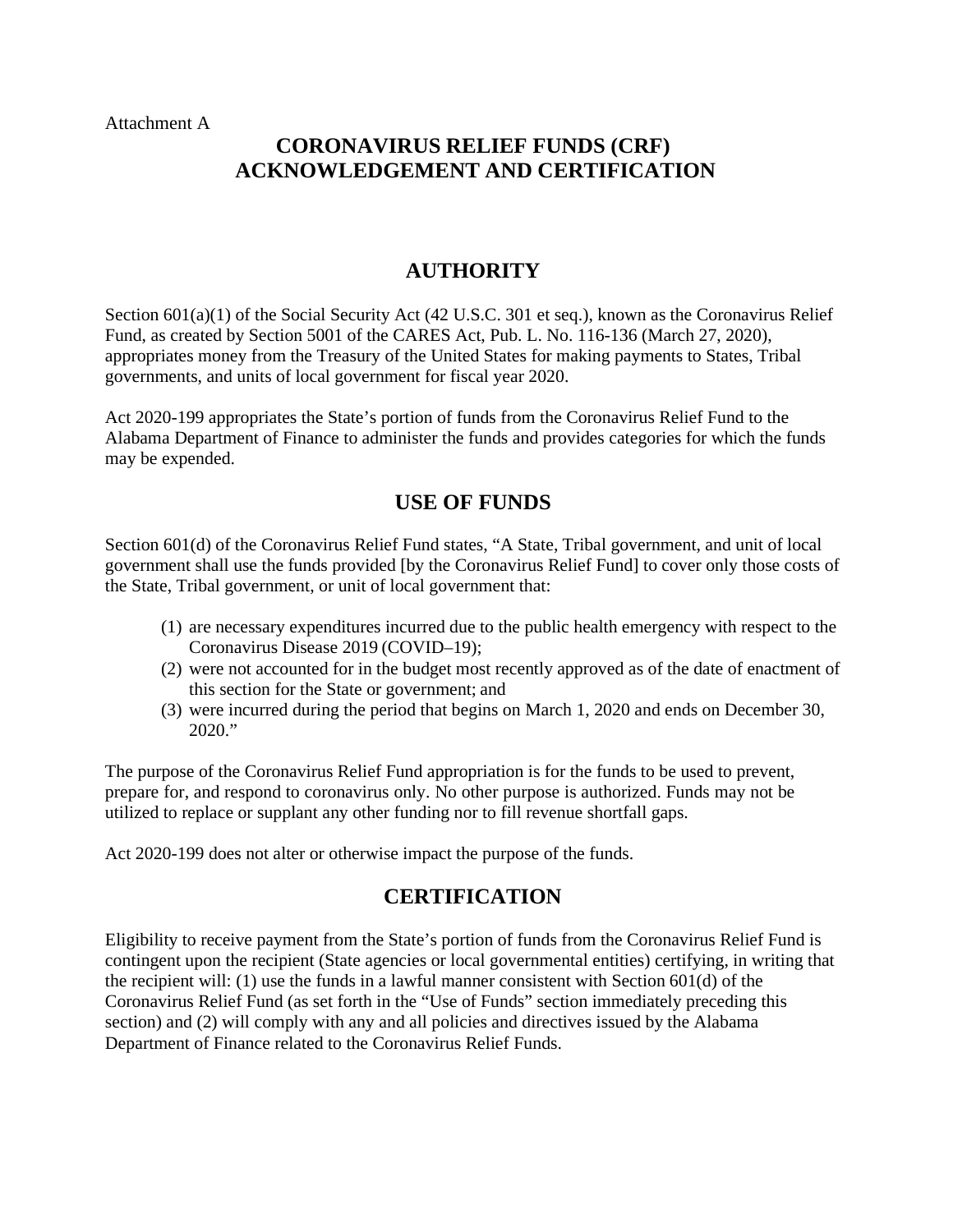Attachment A

# CORONAVIRUS RELIEF FUNDS (CRF) ACKNOWLEDGEMENT AND CERTIFICATION

## AUTHORITY

Section 601(a)(1) of the Social Security Act (42 U.S.C. 301 et seq.), known as the Coronavirus Relief Fund, as created by Section 5001 of the CARES Act, Pub. L. No. 116-136 (March 27, 2020), appropriates money from the Treasury of the United States for making payments to States, Tribal governments, and units of local government for fiscal year 2020.

Act 2020-199 appropriates the State's portion of funds from the Coronavirus Relief Fund to the Alabama Department of Finance to administer the funds and provides categories for which the funds may be expended.

## USE OF FUNDS

Section 601(d) of the Coronavirus Relief Fund states, "A State, Tribal government, and unit of local government shall use the funds provided [by the Coronavirus Relief Fund] to cover only those costs of the State, Tribal government, or unit of local government that:

(1) are necessary expenditures incurred due to the public health emergency with respect to the Coronavirus Disease 2019 (COVID–19);
(2) were not accounted for in the budget most recently approved as of the date of enactment of this section for the State or government; and
(3) were incurred during the period that begins on March 1, 2020 and ends on December 30, 2020."

The purpose of the Coronavirus Relief Fund appropriation is for the funds to be used to prevent, prepare for, and respond to coronavirus only. No other purpose is authorized. Funds may not be utilized to replace or supplant any other funding nor to fill revenue shortfall gaps.

Act 2020-199 does not alter or otherwise impact the purpose of the funds.

## CERTIFICATION

Eligibility to receive payment from the State's portion of funds from the Coronavirus Relief Fund is contingent upon the recipient (State agencies or local governmental entities) certifying, in writing that the recipient will: (1) use the funds in a lawful manner consistent with Section 601(d) of the Coronavirus Relief Fund (as set forth in the "Use of Funds" section immediately preceding this section) and (2) will comply with any and all policies and directives issued by the Alabama Department of Finance related to the Coronavirus Relief Funds.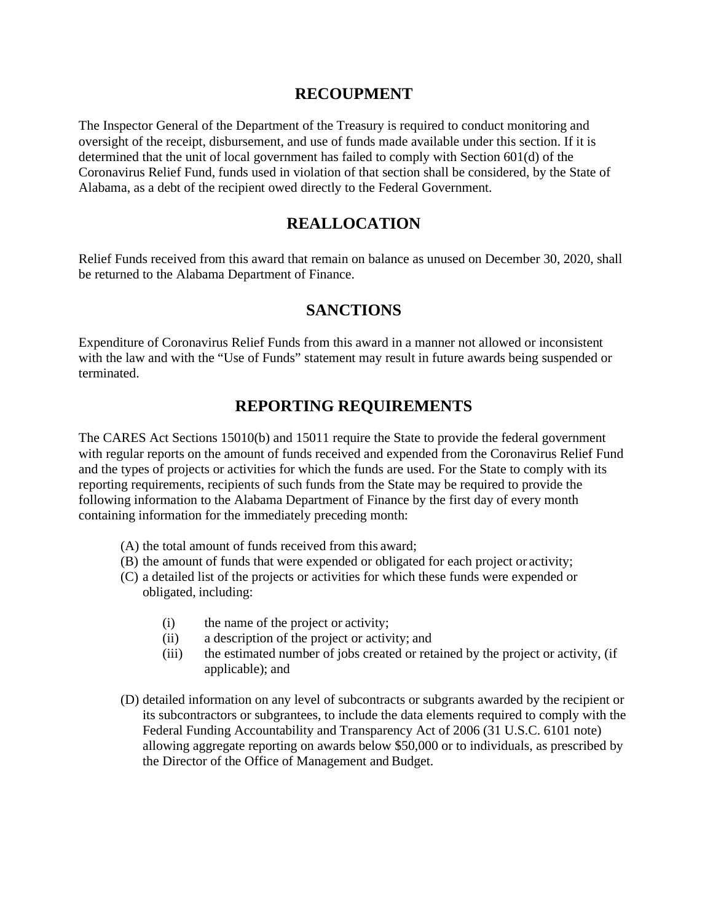## RECOUPMENT

The Inspector General of the Department of the Treasury is required to conduct monitoring and oversight of the receipt, disbursement, and use of funds made available under this section. If it is determined that the unit of local government has failed to comply with Section 601(d) of the Coronavirus Relief Fund, funds used in violation of that section shall be considered, by the State of Alabama, as a debt of the recipient owed directly to the Federal Government.

## REALLOCATION

Relief Funds received from this award that remain on balance as unused on December 30, 2020, shall be returned to the Alabama Department of Finance.

## SANCTIONS

Expenditure of Coronavirus Relief Funds from this award in a manner not allowed or inconsistent with the law and with the "Use of Funds" statement may result in future awards being suspended or terminated.

## REPORTING REQUIREMENTS

The CARES Act Sections 15010(b) and 15011 require the State to provide the federal government with regular reports on the amount of funds received and expended from the Coronavirus Relief Fund and the types of projects or activities for which the funds are used. For the State to comply with its reporting requirements, recipients of such funds from the State may be required to provide the following information to the Alabama Department of Finance by the first day of every month containing information for the immediately preceding month:

(A) the total amount of funds received from this award;
(B) the amount of funds that were expended or obligated for each project or activity;
(C) a detailed list of the projects or activities for which these funds were expended or obligated, including:

- (i) the name of the project or activity;
- (ii) a description of the project or activity; and
- (iii) the estimated number of jobs created or retained by the project or activity, (if applicable); and

(D) detailed information on any level of subcontracts or subgrants awarded by the recipient or its subcontractors or subgrantees, to include the data elements required to comply with the Federal Funding Accountability and Transparency Act of 2006 (31 U.S.C. 6101 note) allowing aggregate reporting on awards below $50,000 or to individuals, as prescribed by the Director of the Office of Management and Budget.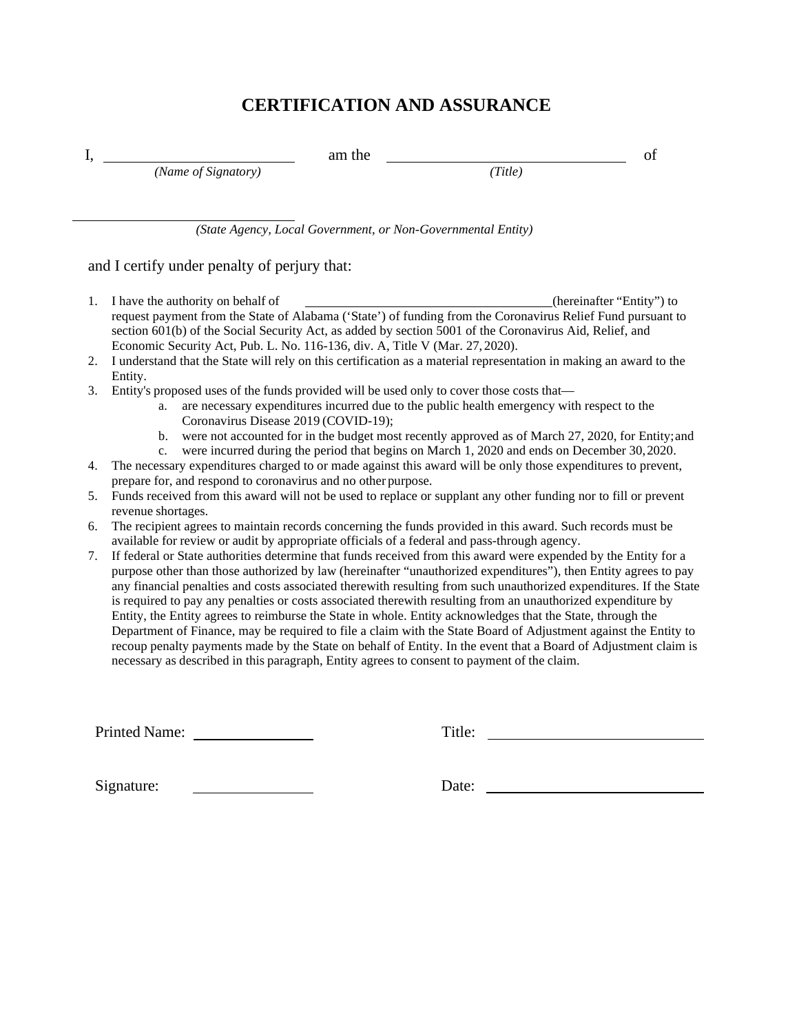# CERTIFICATION AND ASSURANCE

I, \_\_\_\_\_\_\_\_\_\_\_\_\_\_\_\_\_\_\_\_\_\_\_\_ am the \_\_\_\_\_\_\_\_\_\_\_\_\_\_\_\_\_\_\_\_\_\_\_\_\_\_\_\_ of
*(Name of Signatory)* *(Title)*

\_\_\_\_\_\_\_\_\_\_\_\_\_\_\_\_\_\_\_\_\_\_\_\_\_\_\_\_
*(State Agency, Local Government, or Non-Governmental Entity)*

and I certify under penalty of perjury that:

1. I have the authority on behalf of \_\_\_\_\_\_\_\_\_\_\_\_\_\_\_\_\_\_\_\_\_\_\_\_\_\_\_\_\_\_\_\_(hereinafter "Entity") to request payment from the State of Alabama ('State') of funding from the Coronavirus Relief Fund pursuant to section 601(b) of the Social Security Act, as added by section 5001 of the Coronavirus Aid, Relief, and Economic Security Act, Pub. L. No. 116-136, div. A, Title V (Mar. 27, 2020).
2. I understand that the State will rely on this certification as a material representation in making an award to the Entity.
3. Entity's proposed uses of the funds provided will be used only to cover those costs that—
   a. are necessary expenditures incurred due to the public health emergency with respect to the Coronavirus Disease 2019 (COVID-19);
   b. were not accounted for in the budget most recently approved as of March 27, 2020, for Entity; and
   c. were incurred during the period that begins on March 1, 2020 and ends on December 30, 2020.
4. The necessary expenditures charged to or made against this award will be only those expenditures to prevent, prepare for, and respond to coronavirus and no other purpose.
5. Funds received from this award will not be used to replace or supplant any other funding nor to fill or prevent revenue shortages.
6. The recipient agrees to maintain records concerning the funds provided in this award. Such records must be available for review or audit by appropriate officials of a federal and pass-through agency.
7. If federal or State authorities determine that funds received from this award were expended by the Entity for a purpose other than those authorized by law (hereinafter "unauthorized expenditures"), then Entity agrees to pay any financial penalties and costs associated therewith resulting from such unauthorized expenditures. If the State is required to pay any penalties or costs associated therewith resulting from an unauthorized expenditure by Entity, the Entity agrees to reimburse the State in whole. Entity acknowledges that the State, through the Department of Finance, may be required to file a claim with the State Board of Adjustment against the Entity to recoup penalty payments made by the State on behalf of Entity. In the event that a Board of Adjustment claim is necessary as described in this paragraph, Entity agrees to consent to payment of the claim.

Printed Name: \_\_\_\_\_\_\_\_\_\_\_\_\_\_\_\_ Title: \_\_\_\_\_\_\_\_\_\_\_\_\_\_\_\_\_\_\_\_\_\_\_\_

Signature: \_\_\_\_\_\_\_\_\_\_\_\_\_\_\_\_ Date: \_\_\_\_\_\_\_\_\_\_\_\_\_\_\_\_\_\_\_\_\_\_\_\_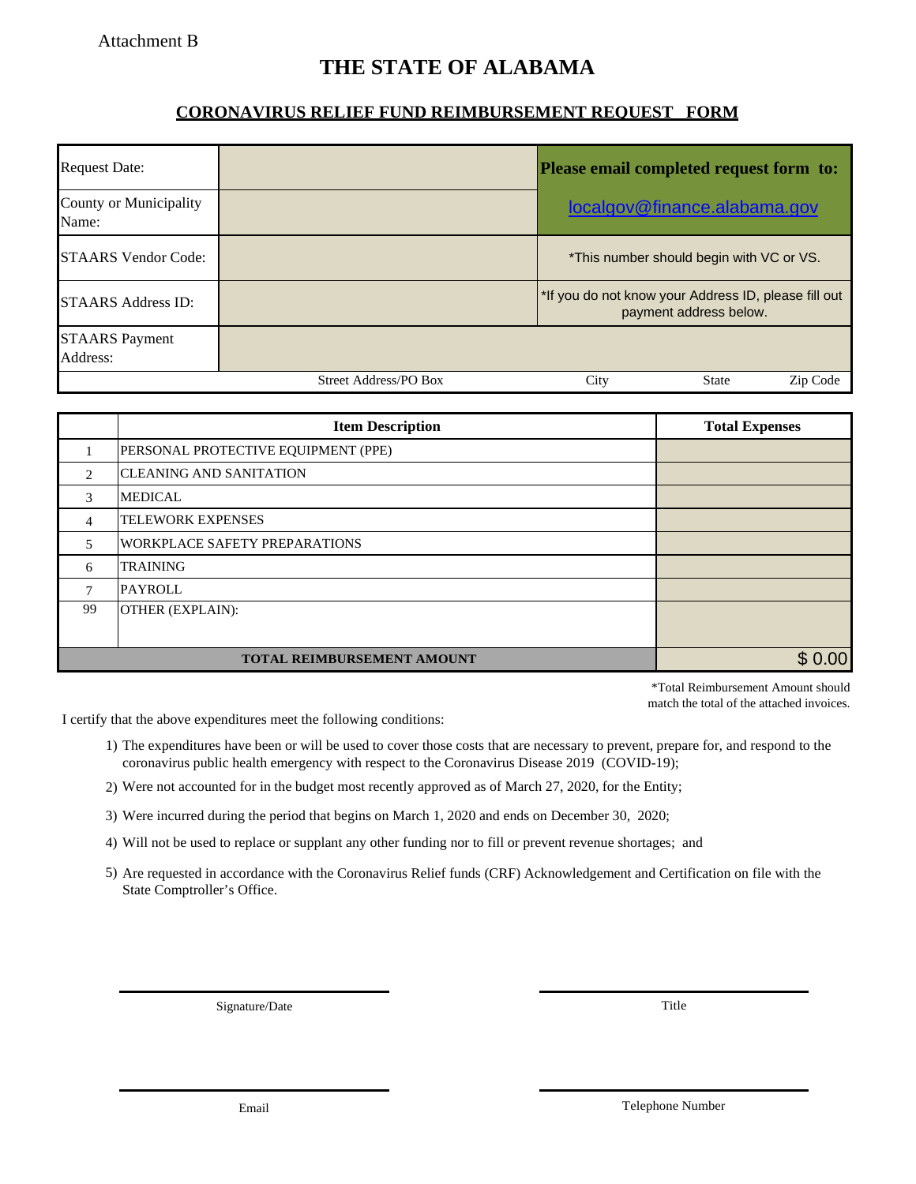Attachment B

# THE STATE OF ALABAMA

## CORONAVIRUS RELIEF FUND REIMBURSEMENT REQUEST FORM

| | | |
|---|---|---|
| Request Date: | | **Please email completed request form to:** |
| County or Municipality Name: | | localgov@finance.alabama.gov |
| STAARS Vendor Code: | | *This number should begin with VC or VS. |
| STAARS Address ID: | | *If you do not know your Address ID, please fill out payment address below. |
| STAARS Payment Address: | | |
| | Street Address/PO Box | City State Zip Code |

| | Item Description | Total Expenses |
|---|---|---|
| 1 | PERSONAL PROTECTIVE EQUIPMENT (PPE) | |
| 2 | CLEANING AND SANITATION | |
| 3 | MEDICAL | |
| 4 | TELEWORK EXPENSES | |
| 5 | WORKPLACE SAFETY PREPARATIONS | |
| 6 | TRAINING | |
| 7 | PAYROLL | |
| 99 | OTHER (EXPLAIN): | |
| | **TOTAL REIMBURSEMENT AMOUNT** | $ 0.00 |

*Total Reimbursement Amount should match the total of the attached invoices.

I certify that the above expenditures meet the following conditions:

1) The expenditures have been or will be used to cover those costs that are necessary to prevent, prepare for, and respond to the coronavirus public health emergency with respect to the Coronavirus Disease 2019 (COVID-19);
2) Were not accounted for in the budget most recently approved as of March 27, 2020, for the Entity;
3) Were incurred during the period that begins on March 1, 2020 and ends on December 30, 2020;
4) Will not be used to replace or supplant any other funding nor to fill or prevent revenue shortages; and
5) Are requested in accordance with the Coronavirus Relief funds (CRF) Acknowledgement and Certification on file with the State Comptroller's Office.

Signature/Date

Title

Email

Telephone Number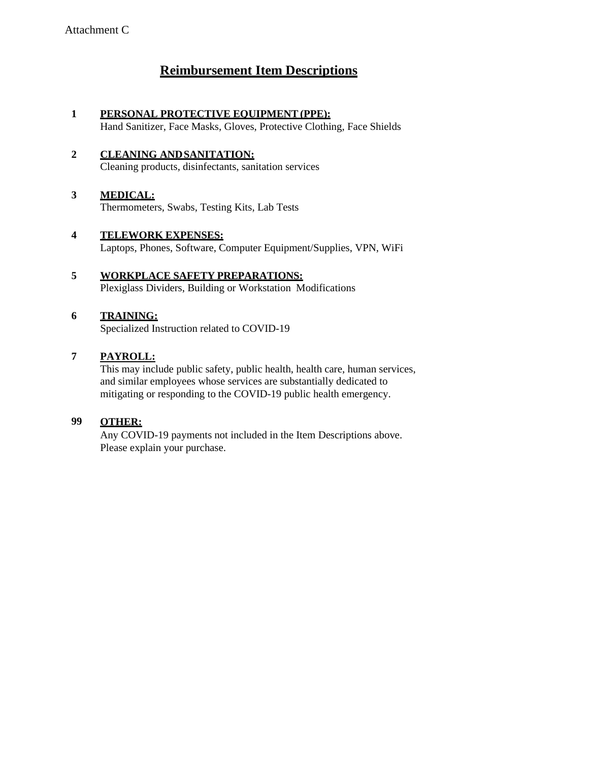Attachment C

# Reimbursement Item Descriptions

**1** **PERSONAL PROTECTIVE EQUIPMENT (PPE):**
Hand Sanitizer, Face Masks, Gloves, Protective Clothing, Face Shields

**2** **CLEANING AND SANITATION:**
Cleaning products, disinfectants, sanitation services

**3** **MEDICAL:**
Thermometers, Swabs, Testing Kits, Lab Tests

**4** **TELEWORK EXPENSES:**
Laptops, Phones, Software, Computer Equipment/Supplies, VPN, WiFi

**5** **WORKPLACE SAFETY PREPARATIONS:**
Plexiglass Dividers, Building or Workstation Modifications

**6** **TRAINING:**
Specialized Instruction related to COVID-19

**7** **PAYROLL:**
This may include public safety, public health, health care, human services, and similar employees whose services are substantially dedicated to mitigating or responding to the COVID-19 public health emergency.

**99** **OTHER:**
Any COVID-19 payments not included in the Item Descriptions above. Please explain your purchase.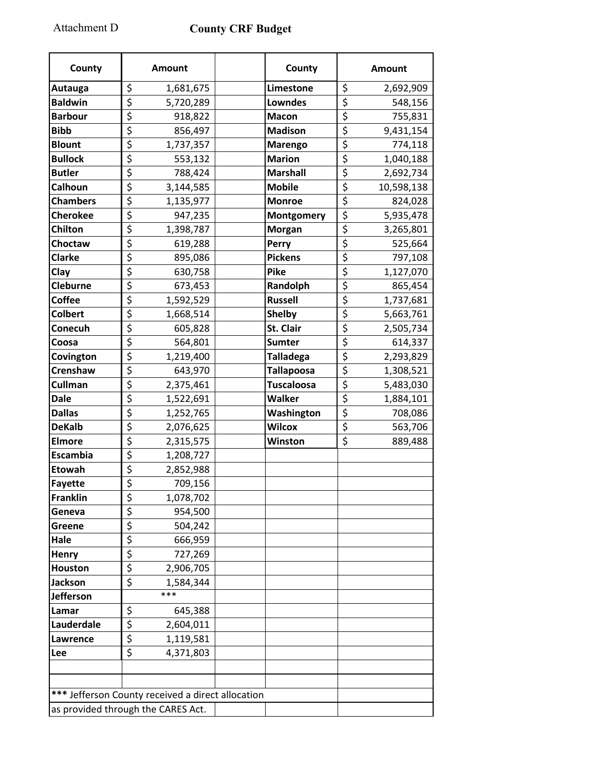Attachment D

# County CRF Budget

| County | Amount | | County | Amount |
|---|---|---|---|---|
| Autauga | $ 1,681,675 | | Limestone | $ 2,692,909 |
| Baldwin | $ 5,720,289 | | Lowndes | $ 548,156 |
| Barbour | $ 918,822 | | Macon | $ 755,831 |
| Bibb | $ 856,497 | | Madison | $ 9,431,154 |
| Blount | $ 1,737,357 | | Marengo | $ 774,118 |
| Bullock | $ 553,132 | | Marion | $ 1,040,188 |
| Butler | $ 788,424 | | Marshall | $ 2,692,734 |
| Calhoun | $ 3,144,585 | | Mobile | $ 10,598,138 |
| Chambers | $ 1,135,977 | | Monroe | $ 824,028 |
| Cherokee | $ 947,235 | | Montgomery | $ 5,935,478 |
| Chilton | $ 1,398,787 | | Morgan | $ 3,265,801 |
| Choctaw | $ 619,288 | | Perry | $ 525,664 |
| Clarke | $ 895,086 | | Pickens | $ 797,108 |
| Clay | $ 630,758 | | Pike | $ 1,127,070 |
| Cleburne | $ 673,453 | | Randolph | $ 865,454 |
| Coffee | $ 1,592,529 | | Russell | $ 1,737,681 |
| Colbert | $ 1,668,514 | | Shelby | $ 5,663,761 |
| Conecuh | $ 605,828 | | St. Clair | $ 2,505,734 |
| Coosa | $ 564,801 | | Sumter | $ 614,337 |
| Covington | $ 1,219,400 | | Talladega | $ 2,293,829 |
| Crenshaw | $ 643,970 | | Tallapoosa | $ 1,308,521 |
| Cullman | $ 2,375,461 | | Tuscaloosa | $ 5,483,030 |
| Dale | $ 1,522,691 | | Walker | $ 1,884,101 |
| Dallas | $ 1,252,765 | | Washington | $ 708,086 |
| DeKalb | $ 2,076,625 | | Wilcox | $ 563,706 |
| Elmore | $ 2,315,575 | | Winston | $ 889,488 |
| Escambia | $ 1,208,727 | | | |
| Etowah | $ 2,852,988 | | | |
| Fayette | $ 709,156 | | | |
| Franklin | $ 1,078,702 | | | |
| Geneva | $ 954,500 | | | |
| Greene | $ 504,242 | | | |
| Hale | $ 666,959 | | | |
| Henry | $ 727,269 | | | |
| Houston | $ 2,906,705 | | | |
| Jackson | $ 1,584,344 | | | |
| Jefferson | *** | | | |
| Lamar | $ 645,388 | | | |
| Lauderdale | $ 2,604,011 | | | |
| Lawrence | $ 1,119,581 | | | |
| Lee | $ 4,371,803 | | | |

*** Jefferson County received a direct allocation as provided through the CARES Act.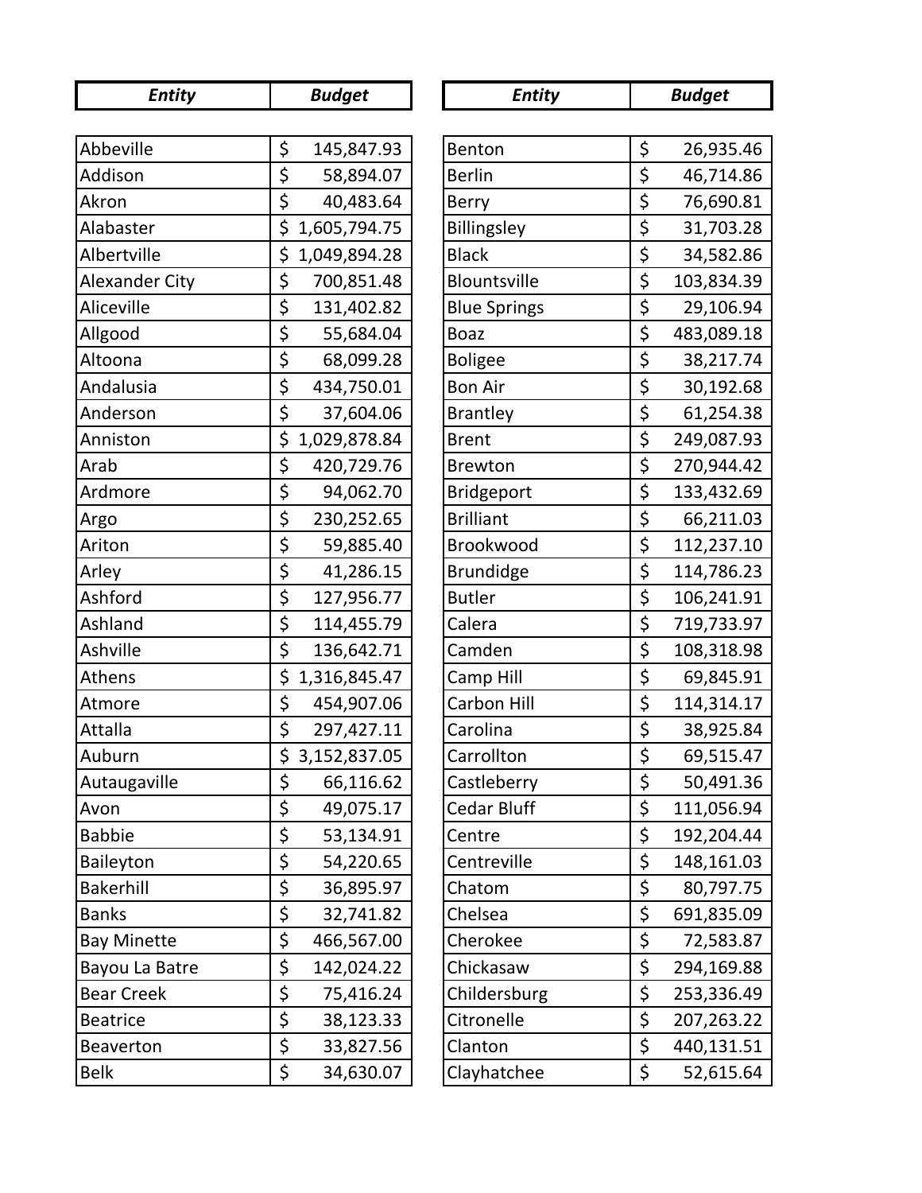| Entity | Budget |
|---|---|
| Abbeville | $ 145,847.93 |
| Addison | $ 58,894.07 |
| Akron | $ 40,483.64 |
| Alabaster | $ 1,605,794.75 |
| Albertville | $ 1,049,894.28 |
| Alexander City | $ 700,851.48 |
| Aliceville | $ 131,402.82 |
| Allgood | $ 55,684.04 |
| Altoona | $ 68,099.28 |
| Andalusia | $ 434,750.01 |
| Anderson | $ 37,604.06 |
| Anniston | $ 1,029,878.84 |
| Arab | $ 420,729.76 |
| Ardmore | $ 94,062.70 |
| Argo | $ 230,252.65 |
| Ariton | $ 59,885.40 |
| Arley | $ 41,286.15 |
| Ashford | $ 127,956.77 |
| Ashland | $ 114,455.79 |
| Ashville | $ 136,642.71 |
| Athens | $ 1,316,845.47 |
| Atmore | $ 454,907.06 |
| Attalla | $ 297,427.11 |
| Auburn | $ 3,152,837.05 |
| Autaugaville | $ 66,116.62 |
| Avon | $ 49,075.17 |
| Babbie | $ 53,134.91 |
| Baileyton | $ 54,220.65 |
| Bakerhill | $ 36,895.97 |
| Banks | $ 32,741.82 |
| Bay Minette | $ 466,567.00 |
| Bayou La Batre | $ 142,024.22 |
| Bear Creek | $ 75,416.24 |
| Beatrice | $ 38,123.33 |
| Beaverton | $ 33,827.56 |
| Belk | $ 34,630.07 |

| Entity | Budget |
|---|---|
| Benton | $ 26,935.46 |
| Berlin | $ 46,714.86 |
| Berry | $ 76,690.81 |
| Billingsley | $ 31,703.28 |
| Black | $ 34,582.86 |
| Blountsville | $ 103,834.39 |
| Blue Springs | $ 29,106.94 |
| Boaz | $ 483,089.18 |
| Boligee | $ 38,217.74 |
| Bon Air | $ 30,192.68 |
| Brantley | $ 61,254.38 |
| Brent | $ 249,087.93 |
| Brewton | $ 270,944.42 |
| Bridgeport | $ 133,432.69 |
| Brilliant | $ 66,211.03 |
| Brookwood | $ 112,237.10 |
| Brundidge | $ 114,786.23 |
| Butler | $ 106,241.91 |
| Calera | $ 719,733.97 |
| Camden | $ 108,318.98 |
| Camp Hill | $ 69,845.91 |
| Carbon Hill | $ 114,314.17 |
| Carolina | $ 38,925.84 |
| Carrollton | $ 69,515.47 |
| Castleberry | $ 50,491.36 |
| Cedar Bluff | $ 111,056.94 |
| Centre | $ 192,204.44 |
| Centreville | $ 148,161.03 |
| Chatom | $ 80,797.75 |
| Chelsea | $ 691,835.09 |
| Cherokee | $ 72,583.87 |
| Chickasaw | $ 294,169.88 |
| Childersburg | $ 253,336.49 |
| Citronelle | $ 207,263.22 |
| Clanton | $ 440,131.51 |
| Clayhatchee | $ 52,615.64 |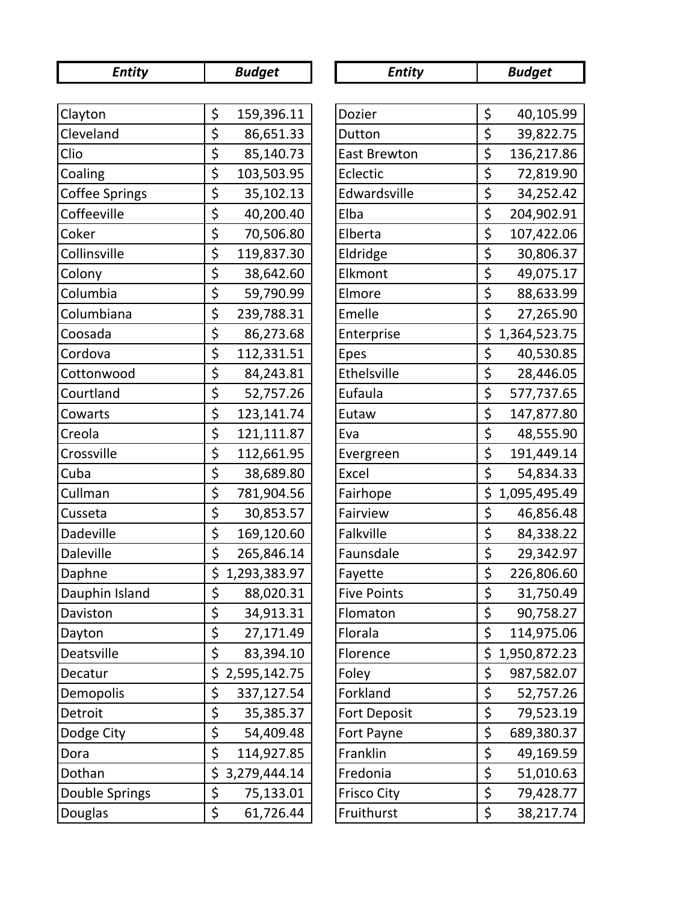| Entity | Budget |
|---|---|
| Clayton | $ 159,396.11 |
| Cleveland | $ 86,651.33 |
| Clio | $ 85,140.73 |
| Coaling | $ 103,503.95 |
| Coffee Springs | $ 35,102.13 |
| Coffeeville | $ 40,200.40 |
| Coker | $ 70,506.80 |
| Collinsville | $ 119,837.30 |
| Colony | $ 38,642.60 |
| Columbia | $ 59,790.99 |
| Columbiana | $ 239,788.31 |
| Coosada | $ 86,273.68 |
| Cordova | $ 112,331.51 |
| Cottonwood | $ 84,243.81 |
| Courtland | $ 52,757.26 |
| Cowarts | $ 123,141.74 |
| Creola | $ 121,111.87 |
| Crossville | $ 112,661.95 |
| Cuba | $ 38,689.80 |
| Cullman | $ 781,904.56 |
| Cusseta | $ 30,853.57 |
| Dadeville | $ 169,120.60 |
| Daleville | $ 265,846.14 |
| Daphne | $ 1,293,383.97 |
| Dauphin Island | $ 88,020.31 |
| Daviston | $ 34,913.31 |
| Dayton | $ 27,171.49 |
| Deatsville | $ 83,394.10 |
| Decatur | $ 2,595,142.75 |
| Demopolis | $ 337,127.54 |
| Detroit | $ 35,385.37 |
| Dodge City | $ 54,409.48 |
| Dora | $ 114,927.85 |
| Dothan | $ 3,279,444.14 |
| Double Springs | $ 75,133.01 |
| Douglas | $ 61,726.44 |
| Dozier | $ 40,105.99 |
| Dutton | $ 39,822.75 |
| East Brewton | $ 136,217.86 |
| Eclectic | $ 72,819.90 |
| Edwardsville | $ 34,252.42 |
| Elba | $ 204,902.91 |
| Elberta | $ 107,422.06 |
| Eldridge | $ 30,806.37 |
| Elkmont | $ 49,075.17 |
| Elmore | $ 88,633.99 |
| Emelle | $ 27,265.90 |
| Enterprise | $ 1,364,523.75 |
| Epes | $ 40,530.85 |
| Ethelsville | $ 28,446.05 |
| Eufaula | $ 577,737.65 |
| Eutaw | $ 147,877.80 |
| Eva | $ 48,555.90 |
| Evergreen | $ 191,449.14 |
| Excel | $ 54,834.33 |
| Fairhope | $ 1,095,495.49 |
| Fairview | $ 46,856.48 |
| Falkville | $ 84,338.22 |
| Faunsdale | $ 29,342.97 |
| Fayette | $ 226,806.60 |
| Five Points | $ 31,750.49 |
| Flomaton | $ 90,758.27 |
| Florala | $ 114,975.06 |
| Florence | $ 1,950,872.23 |
| Foley | $ 987,582.07 |
| Forkland | $ 52,757.26 |
| Fort Deposit | $ 79,523.19 |
| Fort Payne | $ 689,380.37 |
| Franklin | $ 49,169.59 |
| Fredonia | $ 51,010.63 |
| Frisco City | $ 79,428.77 |
| Fruithurst | $ 38,217.74 |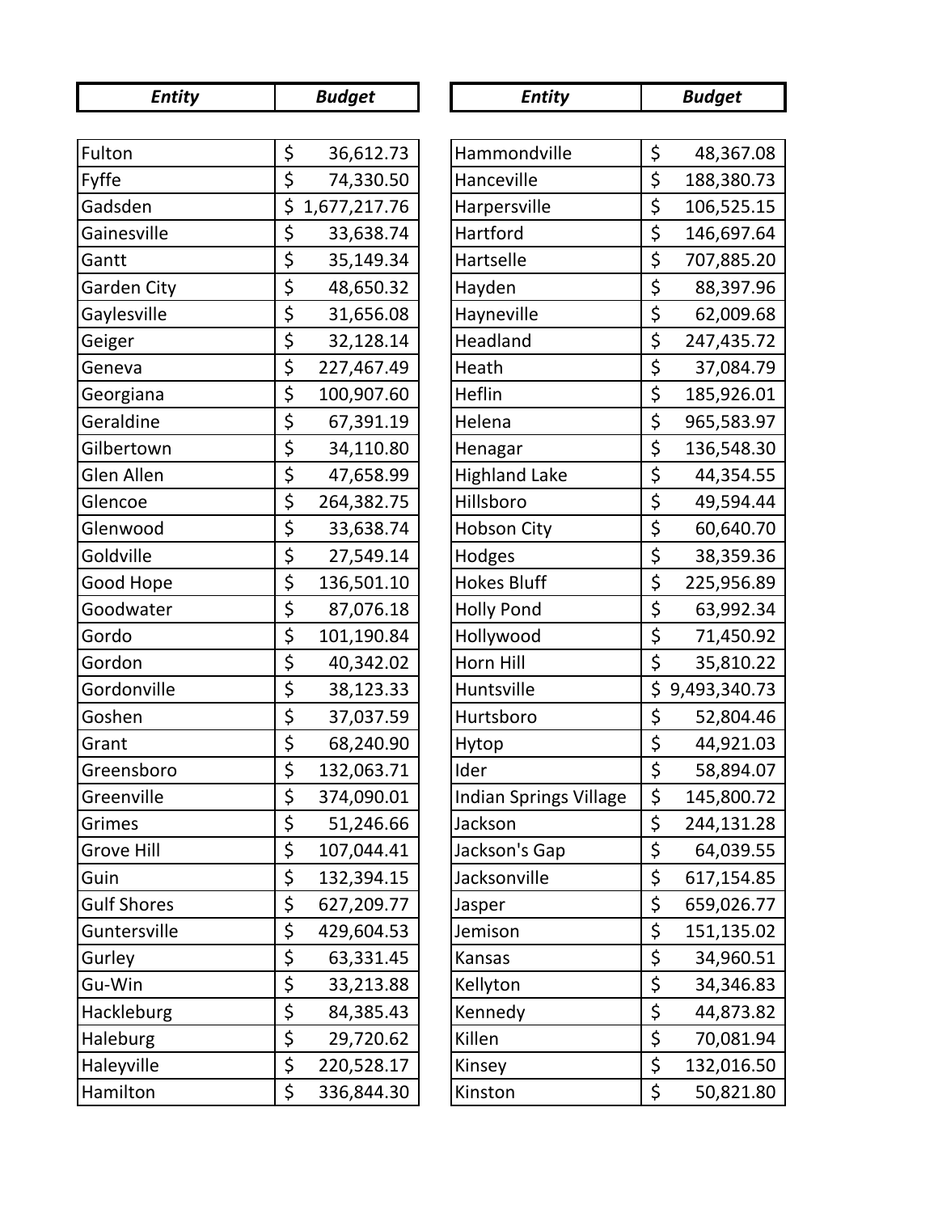| *Entity* | *Budget* |
|---|---|
| Fulton | $ 36,612.73 |
| Fyffe | $ 74,330.50 |
| Gadsden | $ 1,677,217.76 |
| Gainesville | $ 33,638.74 |
| Gantt | $ 35,149.34 |
| Garden City | $ 48,650.32 |
| Gaylesville | $ 31,656.08 |
| Geiger | $ 32,128.14 |
| Geneva | $ 227,467.49 |
| Georgiana | $ 100,907.60 |
| Geraldine | $ 67,391.19 |
| Gilbertown | $ 34,110.80 |
| Glen Allen | $ 47,658.99 |
| Glencoe | $ 264,382.75 |
| Glenwood | $ 33,638.74 |
| Goldville | $ 27,549.14 |
| Good Hope | $ 136,501.10 |
| Goodwater | $ 87,076.18 |
| Gordo | $ 101,190.84 |
| Gordon | $ 40,342.02 |
| Gordonville | $ 38,123.33 |
| Goshen | $ 37,037.59 |
| Grant | $ 68,240.90 |
| Greensboro | $ 132,063.71 |
| Greenville | $ 374,090.01 |
| Grimes | $ 51,246.66 |
| Grove Hill | $ 107,044.41 |
| Guin | $ 132,394.15 |
| Gulf Shores | $ 627,209.77 |
| Guntersville | $ 429,604.53 |
| Gurley | $ 63,331.45 |
| Gu-Win | $ 33,213.88 |
| Hackleburg | $ 84,385.43 |
| Haleburg | $ 29,720.62 |
| Haleyville | $ 220,528.17 |
| Hamilton | $ 336,844.30 |

| *Entity* | *Budget* |
|---|---|
| Hammondville | $ 48,367.08 |
| Hanceville | $ 188,380.73 |
| Harpersville | $ 106,525.15 |
| Hartford | $ 146,697.64 |
| Hartselle | $ 707,885.20 |
| Hayden | $ 88,397.96 |
| Hayneville | $ 62,009.68 |
| Headland | $ 247,435.72 |
| Heath | $ 37,084.79 |
| Heflin | $ 185,926.01 |
| Helena | $ 965,583.97 |
| Henagar | $ 136,548.30 |
| Highland Lake | $ 44,354.55 |
| Hillsboro | $ 49,594.44 |
| Hobson City | $ 60,640.70 |
| Hodges | $ 38,359.36 |
| Hokes Bluff | $ 225,956.89 |
| Holly Pond | $ 63,992.34 |
| Hollywood | $ 71,450.92 |
| Horn Hill | $ 35,810.22 |
| Huntsville | $ 9,493,340.73 |
| Hurtsboro | $ 52,804.46 |
| Hytop | $ 44,921.03 |
| Ider | $ 58,894.07 |
| Indian Springs Village | $ 145,800.72 |
| Jackson | $ 244,131.28 |
| Jackson's Gap | $ 64,039.55 |
| Jacksonville | $ 617,154.85 |
| Jasper | $ 659,026.77 |
| Jemison | $ 151,135.02 |
| Kansas | $ 34,960.51 |
| Kellyton | $ 34,346.83 |
| Kennedy | $ 44,873.82 |
| Killen | $ 70,081.94 |
| Kinsey | $ 132,016.50 |
| Kinston | $ 50,821.80 |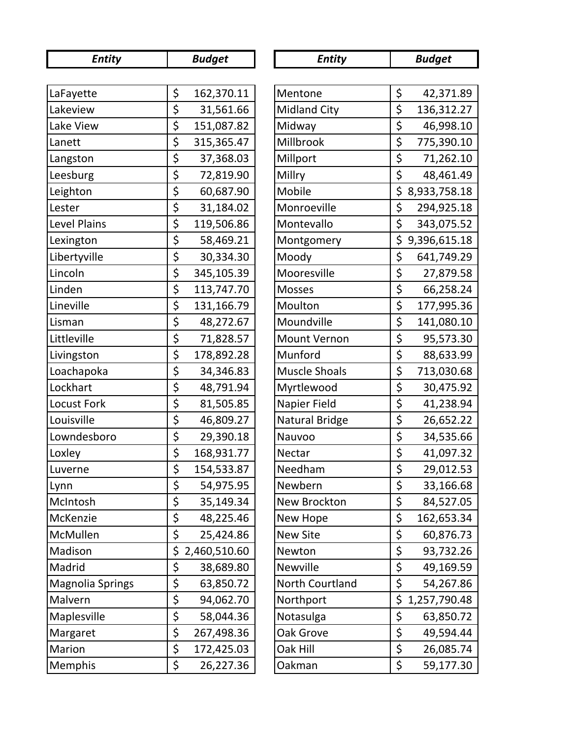| *Entity* | *Budget* |
|---|---|
| LaFayette | $ 162,370.11 |
| Lakeview | $ 31,561.66 |
| Lake View | $ 151,087.82 |
| Lanett | $ 315,365.47 |
| Langston | $ 37,368.03 |
| Leesburg | $ 72,819.90 |
| Leighton | $ 60,687.90 |
| Lester | $ 31,184.02 |
| Level Plains | $ 119,506.86 |
| Lexington | $ 58,469.21 |
| Libertyville | $ 30,334.30 |
| Lincoln | $ 345,105.39 |
| Linden | $ 113,747.70 |
| Lineville | $ 131,166.79 |
| Lisman | $ 48,272.67 |
| Littleville | $ 71,828.57 |
| Livingston | $ 178,892.28 |
| Loachapoka | $ 34,346.83 |
| Lockhart | $ 48,791.94 |
| Locust Fork | $ 81,505.85 |
| Louisville | $ 46,809.27 |
| Lowndesboro | $ 29,390.18 |
| Loxley | $ 168,931.77 |
| Luverne | $ 154,533.87 |
| Lynn | $ 54,975.95 |
| McIntosh | $ 35,149.34 |
| McKenzie | $ 48,225.46 |
| McMullen | $ 25,424.86 |
| Madison | $ 2,460,510.60 |
| Madrid | $ 38,689.80 |
| Magnolia Springs | $ 63,850.72 |
| Malvern | $ 94,062.70 |
| Maplesville | $ 58,044.36 |
| Margaret | $ 267,498.36 |
| Marion | $ 172,425.03 |
| Memphis | $ 26,227.36 |

| *Entity* | *Budget* |
|---|---|
| Mentone | $ 42,371.89 |
| Midland City | $ 136,312.27 |
| Midway | $ 46,998.10 |
| Millbrook | $ 775,390.10 |
| Millport | $ 71,262.10 |
| Millry | $ 48,461.49 |
| Mobile | $ 8,933,758.18 |
| Monroeville | $ 294,925.18 |
| Montevallo | $ 343,075.52 |
| Montgomery | $ 9,396,615.18 |
| Moody | $ 641,749.29 |
| Mooresville | $ 27,879.58 |
| Mosses | $ 66,258.24 |
| Moulton | $ 177,995.36 |
| Moundville | $ 141,080.10 |
| Mount Vernon | $ 95,573.30 |
| Munford | $ 88,633.99 |
| Muscle Shoals | $ 713,030.68 |
| Myrtlewood | $ 30,475.92 |
| Napier Field | $ 41,238.94 |
| Natural Bridge | $ 26,652.22 |
| Nauvoo | $ 34,535.66 |
| Nectar | $ 41,097.32 |
| Needham | $ 29,012.53 |
| Newbern | $ 33,166.68 |
| New Brockton | $ 84,527.05 |
| New Hope | $ 162,653.34 |
| New Site | $ 60,876.73 |
| Newton | $ 93,732.26 |
| Newville | $ 49,169.59 |
| North Courtland | $ 54,267.86 |
| Northport | $ 1,257,790.48 |
| Notasulga | $ 63,850.72 |
| Oak Grove | $ 49,594.44 |
| Oak Hill | $ 26,085.74 |
| Oakman | $ 59,177.30 |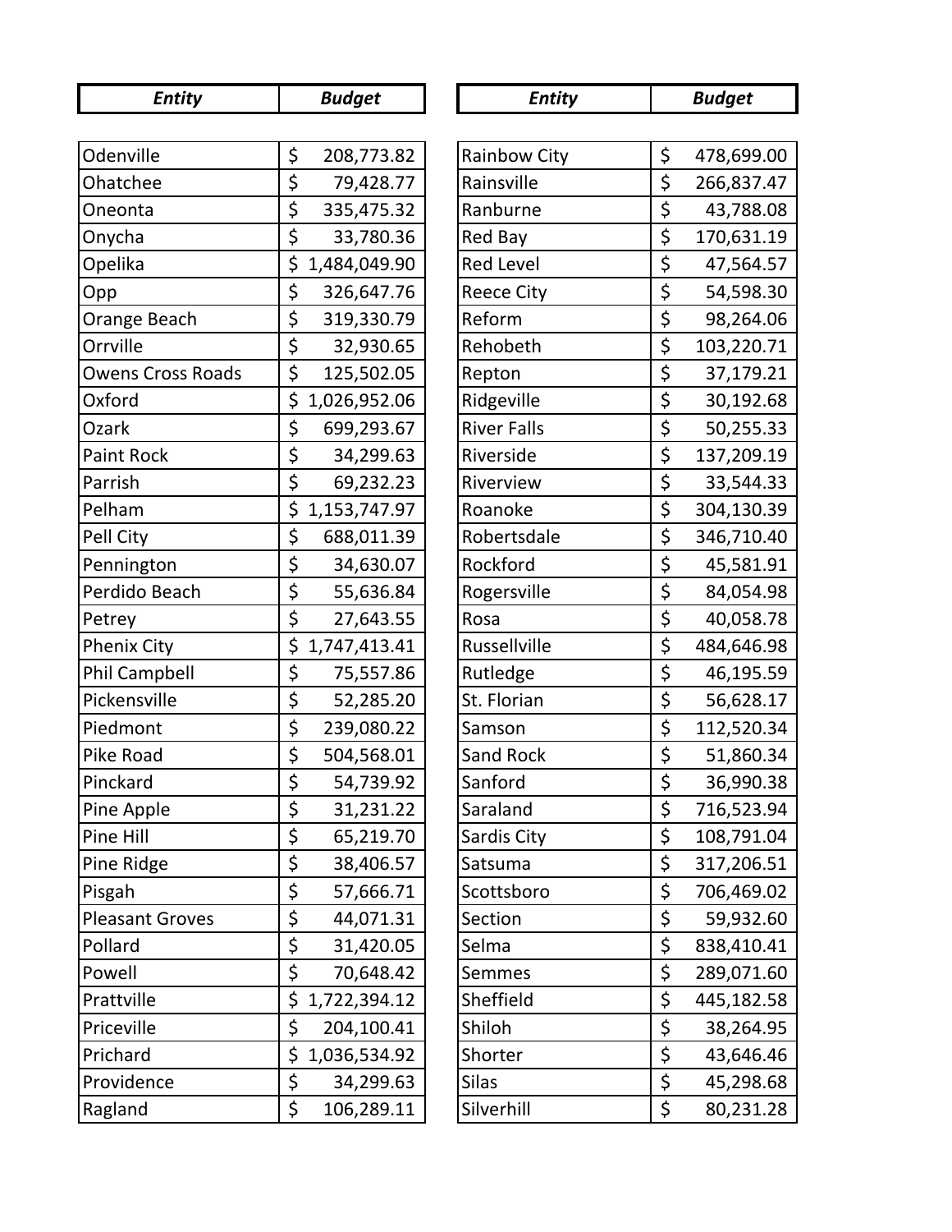| Entity | Budget |
|---|---|
| Odenville | $ 208,773.82 |
| Ohatchee | $ 79,428.77 |
| Oneonta | $ 335,475.32 |
| Onycha | $ 33,780.36 |
| Opelika | $ 1,484,049.90 |
| Opp | $ 326,647.76 |
| Orange Beach | $ 319,330.79 |
| Orrville | $ 32,930.65 |
| Owens Cross Roads | $ 125,502.05 |
| Oxford | $ 1,026,952.06 |
| Ozark | $ 699,293.67 |
| Paint Rock | $ 34,299.63 |
| Parrish | $ 69,232.23 |
| Pelham | $ 1,153,747.97 |
| Pell City | $ 688,011.39 |
| Pennington | $ 34,630.07 |
| Perdido Beach | $ 55,636.84 |
| Petrey | $ 27,643.55 |
| Phenix City | $ 1,747,413.41 |
| Phil Campbell | $ 75,557.86 |
| Pickensville | $ 52,285.20 |
| Piedmont | $ 239,080.22 |
| Pike Road | $ 504,568.01 |
| Pinckard | $ 54,739.92 |
| Pine Apple | $ 31,231.22 |
| Pine Hill | $ 65,219.70 |
| Pine Ridge | $ 38,406.57 |
| Pisgah | $ 57,666.71 |
| Pleasant Groves | $ 44,071.31 |
| Pollard | $ 31,420.05 |
| Powell | $ 70,648.42 |
| Prattville | $ 1,722,394.12 |
| Priceville | $ 204,100.41 |
| Prichard | $ 1,036,534.92 |
| Providence | $ 34,299.63 |
| Ragland | $ 106,289.11 |
| Rainbow City | $ 478,699.00 |
| Rainsville | $ 266,837.47 |
| Ranburne | $ 43,788.08 |
| Red Bay | $ 170,631.19 |
| Red Level | $ 47,564.57 |
| Reece City | $ 54,598.30 |
| Reform | $ 98,264.06 |
| Rehobeth | $ 103,220.71 |
| Repton | $ 37,179.21 |
| Ridgeville | $ 30,192.68 |
| River Falls | $ 50,255.33 |
| Riverside | $ 137,209.19 |
| Riverview | $ 33,544.33 |
| Roanoke | $ 304,130.39 |
| Robertsdale | $ 346,710.40 |
| Rockford | $ 45,581.91 |
| Rogersville | $ 84,054.98 |
| Rosa | $ 40,058.78 |
| Russellville | $ 484,646.98 |
| Rutledge | $ 46,195.59 |
| St. Florian | $ 56,628.17 |
| Samson | $ 112,520.34 |
| Sand Rock | $ 51,860.34 |
| Sanford | $ 36,990.38 |
| Saraland | $ 716,523.94 |
| Sardis City | $ 108,791.04 |
| Satsuma | $ 317,206.51 |
| Scottsboro | $ 706,469.02 |
| Section | $ 59,932.60 |
| Selma | $ 838,410.41 |
| Semmes | $ 289,071.60 |
| Sheffield | $ 445,182.58 |
| Shiloh | $ 38,264.95 |
| Shorter | $ 43,646.46 |
| Silas | $ 45,298.68 |
| Silverhill | $ 80,231.28 |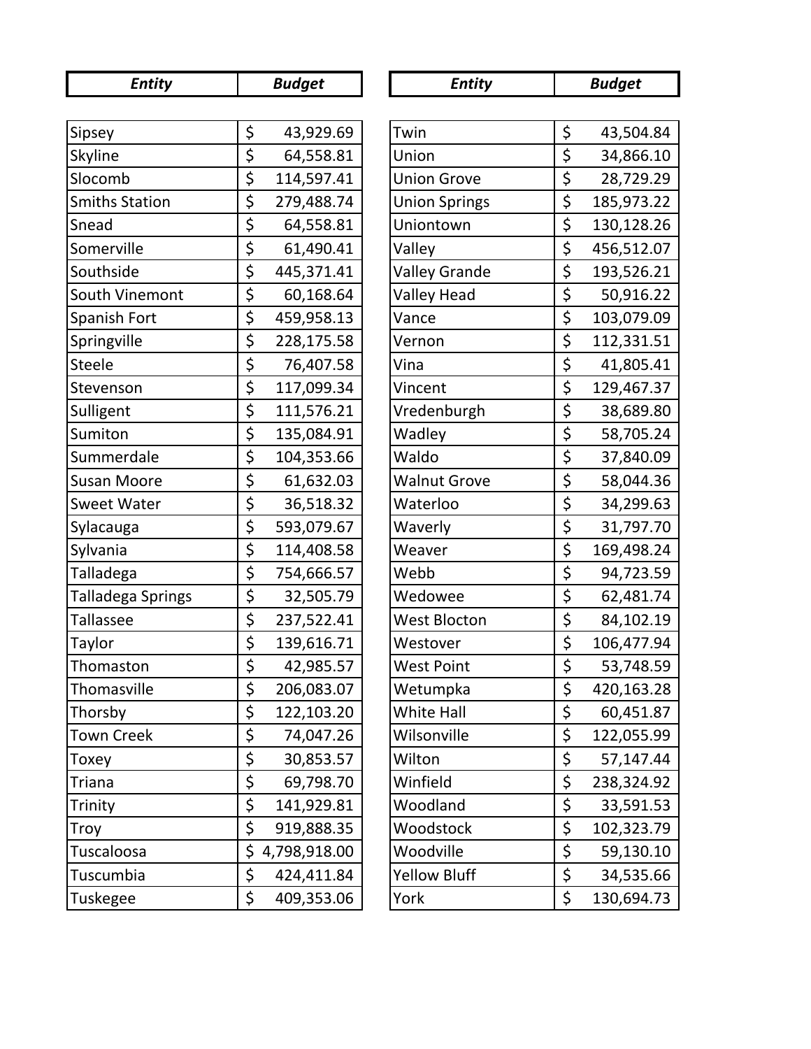| *Entity* | *Budget* |
|---|---|
| Sipsey | $ 43,929.69 |
| Skyline | $ 64,558.81 |
| Slocomb | $ 114,597.41 |
| Smiths Station | $ 279,488.74 |
| Snead | $ 64,558.81 |
| Somerville | $ 61,490.41 |
| Southside | $ 445,371.41 |
| South Vinemont | $ 60,168.64 |
| Spanish Fort | $ 459,958.13 |
| Springville | $ 228,175.58 |
| Steele | $ 76,407.58 |
| Stevenson | $ 117,099.34 |
| Sulligent | $ 111,576.21 |
| Sumiton | $ 135,084.91 |
| Summerdale | $ 104,353.66 |
| Susan Moore | $ 61,632.03 |
| Sweet Water | $ 36,518.32 |
| Sylacauga | $ 593,079.67 |
| Sylvania | $ 114,408.58 |
| Talladega | $ 754,666.57 |
| Talladega Springs | $ 32,505.79 |
| Tallassee | $ 237,522.41 |
| Taylor | $ 139,616.71 |
| Thomaston | $ 42,985.57 |
| Thomasville | $ 206,083.07 |
| Thorsby | $ 122,103.20 |
| Town Creek | $ 74,047.26 |
| Toxey | $ 30,853.57 |
| Triana | $ 69,798.70 |
| Trinity | $ 141,929.81 |
| Troy | $ 919,888.35 |
| Tuscaloosa | $ 4,798,918.00 |
| Tuscumbia | $ 424,411.84 |
| Tuskegee | $ 409,353.06 |

| *Entity* | *Budget* |
|---|---|
| Twin | $ 43,504.84 |
| Union | $ 34,866.10 |
| Union Grove | $ 28,729.29 |
| Union Springs | $ 185,973.22 |
| Uniontown | $ 130,128.26 |
| Valley | $ 456,512.07 |
| Valley Grande | $ 193,526.21 |
| Valley Head | $ 50,916.22 |
| Vance | $ 103,079.09 |
| Vernon | $ 112,331.51 |
| Vina | $ 41,805.41 |
| Vincent | $ 129,467.37 |
| Vredenburgh | $ 38,689.80 |
| Wadley | $ 58,705.24 |
| Waldo | $ 37,840.09 |
| Walnut Grove | $ 58,044.36 |
| Waterloo | $ 34,299.63 |
| Waverly | $ 31,797.70 |
| Weaver | $ 169,498.24 |
| Webb | $ 94,723.59 |
| Wedowee | $ 62,481.74 |
| West Blocton | $ 84,102.19 |
| Westover | $ 106,477.94 |
| West Point | $ 53,748.59 |
| Wetumpka | $ 420,163.28 |
| White Hall | $ 60,451.87 |
| Wilsonville | $ 122,055.99 |
| Wilton | $ 57,147.44 |
| Winfield | $ 238,324.92 |
| Woodland | $ 33,591.53 |
| Woodstock | $ 102,323.79 |
| Woodville | $ 59,130.10 |
| Yellow Bluff | $ 34,535.66 |
| York | $ 130,694.73 |